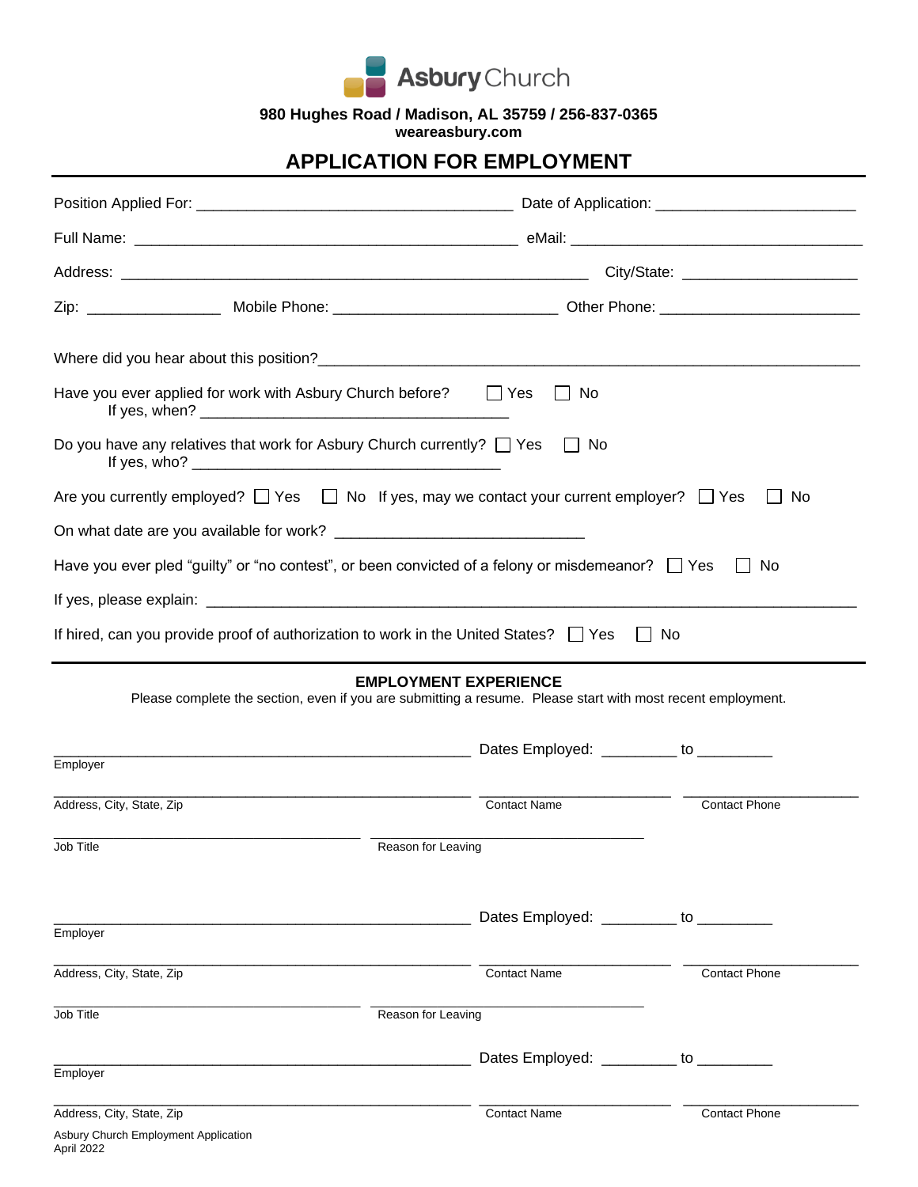# Asbury Church

**980 Hughes Road / Madison, AL 35759 / 256-837-0365**
**weareasbury.com**

## APPLICATION FOR EMPLOYMENT

Position Applied For: ____________________________________ Date of Application: _______________________

Full Name: ____________________________________________ eMail: __________________________________

Address: ______________________________________________________ City/State: ____________________

Zip: _______________ Mobile Phone: __________________________ Other Phone: _______________________

Where did you hear about this position?_____________________________________________________________

Have you ever applied for work with Asbury Church before? ☐ Yes ☐ No
If yes, when? ___________________________________

Do you have any relatives that work for Asbury Church currently? ☐ Yes ☐ No
If yes, who? ____________________________________

Are you currently employed? ☐ Yes ☐ No If yes, may we contact your current employer? ☐ Yes ☐ No

On what date are you available for work? _____________________________

Have you ever pled “guilty” or “no contest”, or been convicted of a felony or misdemeanor? ☐ Yes ☐ No

If yes, please explain: _______________________________________________________________________________

If hired, can you provide proof of authorization to work in the United States? ☐ Yes ☐ No

---

### EMPLOYMENT EXPERIENCE

Please complete the section, even if you are submitting a resume. Please start with most recent employment.

_________________________________________________ Dates Employed: _________ to _________
Employer

_________________________________________________ _______________________ ____________________
Address, City, State, Zip | Contact Name | Contact Phone

____________________________________ ________________________________
Job Title | Reason for Leaving

_________________________________________________ Dates Employed: _________ to _________
Employer

_________________________________________________ _______________________ ____________________
Address, City, State, Zip | Contact Name | Contact Phone

____________________________________ ________________________________
Job Title | Reason for Leaving

_________________________________________________ Dates Employed: _________ to _________
Employer

_________________________________________________ _______________________ ____________________
Address, City, State, Zip | Contact Name | Contact Phone

Asbury Church Employment Application
April 2022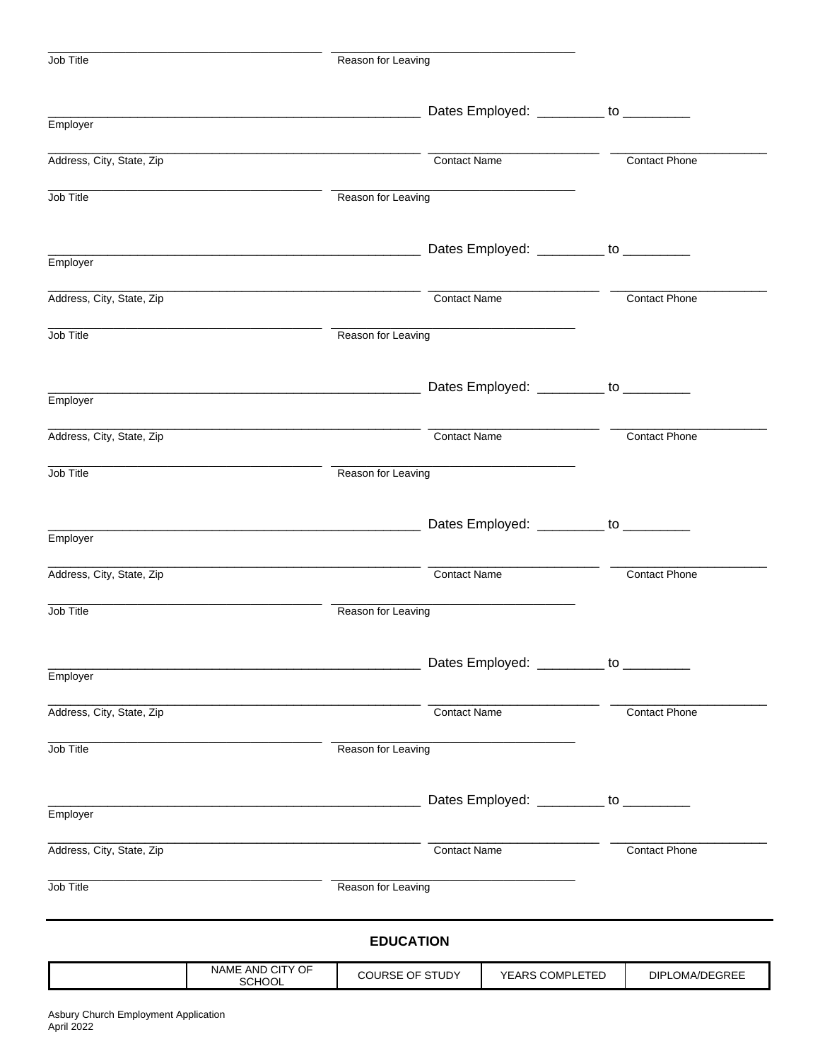_______________________________________ _______________________________________

Job Title Reason for Leaving

_______________________________________________________ Dates Employed: _________ to _________

Employer

_______________________________________________________ _________________________ _______________________

Address, City, State, Zip Contact Name Contact Phone

_______________________________________ _______________________________________

Job Title Reason for Leaving

_______________________________________________________ Dates Employed: _________ to _________

Employer

_______________________________________________________ _________________________ _______________________

Address, City, State, Zip Contact Name Contact Phone

_______________________________________ _______________________________________

Job Title Reason for Leaving

_______________________________________________________ Dates Employed: _________ to _________

Employer

_______________________________________________________ _________________________ _______________________

Address, City, State, Zip Contact Name Contact Phone

_______________________________________ _______________________________________

Job Title Reason for Leaving

_______________________________________________________ Dates Employed: _________ to _________

Employer

_______________________________________________________ _________________________ _______________________

Address, City, State, Zip Contact Name Contact Phone

_______________________________________ _______________________________________

Job Title Reason for Leaving

_______________________________________________________ Dates Employed: _________ to _________

Employer

_______________________________________________________ _________________________ _______________________

Address, City, State, Zip Contact Name Contact Phone

_______________________________________ _______________________________________

Job Title Reason for Leaving

## EDUCATION

| | NAME AND CITY OF SCHOOL | COURSE OF STUDY | YEARS COMPLETED | DIPLOMA/DEGREE |
|---|---|---|---|---|

Asbury Church Employment Application
April 2022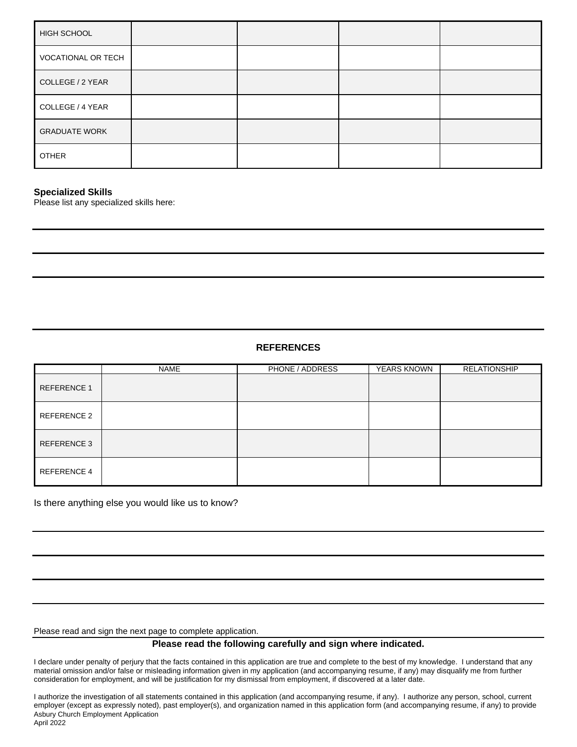| HIGH SCHOOL | | | | |
|---|---|---|---|---|
| VOCATIONAL OR TECH | | | | |
| COLLEGE / 2 YEAR | | | | |
| COLLEGE / 4 YEAR | | | | |
| GRADUATE WORK | | | | |
| OTHER | | | | |

**Specialized Skills**
Please list any specialized skills here:

## REFERENCES

| | NAME | PHONE / ADDRESS | YEARS KNOWN | RELATIONSHIP |
|---|---|---|---|---|
| REFERENCE 1 | | | | |
| REFERENCE 2 | | | | |
| REFERENCE 3 | | | | |
| REFERENCE 4 | | | | |

Is there anything else you would like us to know?

Please read and sign the next page to complete application.

**Please read the following carefully and sign where indicated.**

I declare under penalty of perjury that the facts contained in this application are true and complete to the best of my knowledge. I understand that any material omission and/or false or misleading information given in my application (and accompanying resume, if any) may disqualify me from further consideration for employment, and will be justification for my dismissal from employment, if discovered at a later date.

I authorize the investigation of all statements contained in this application (and accompanying resume, if any). I authorize any person, school, current employer (except as expressly noted), past employer(s), and organization named in this application form (and accompanying resume, if any) to provide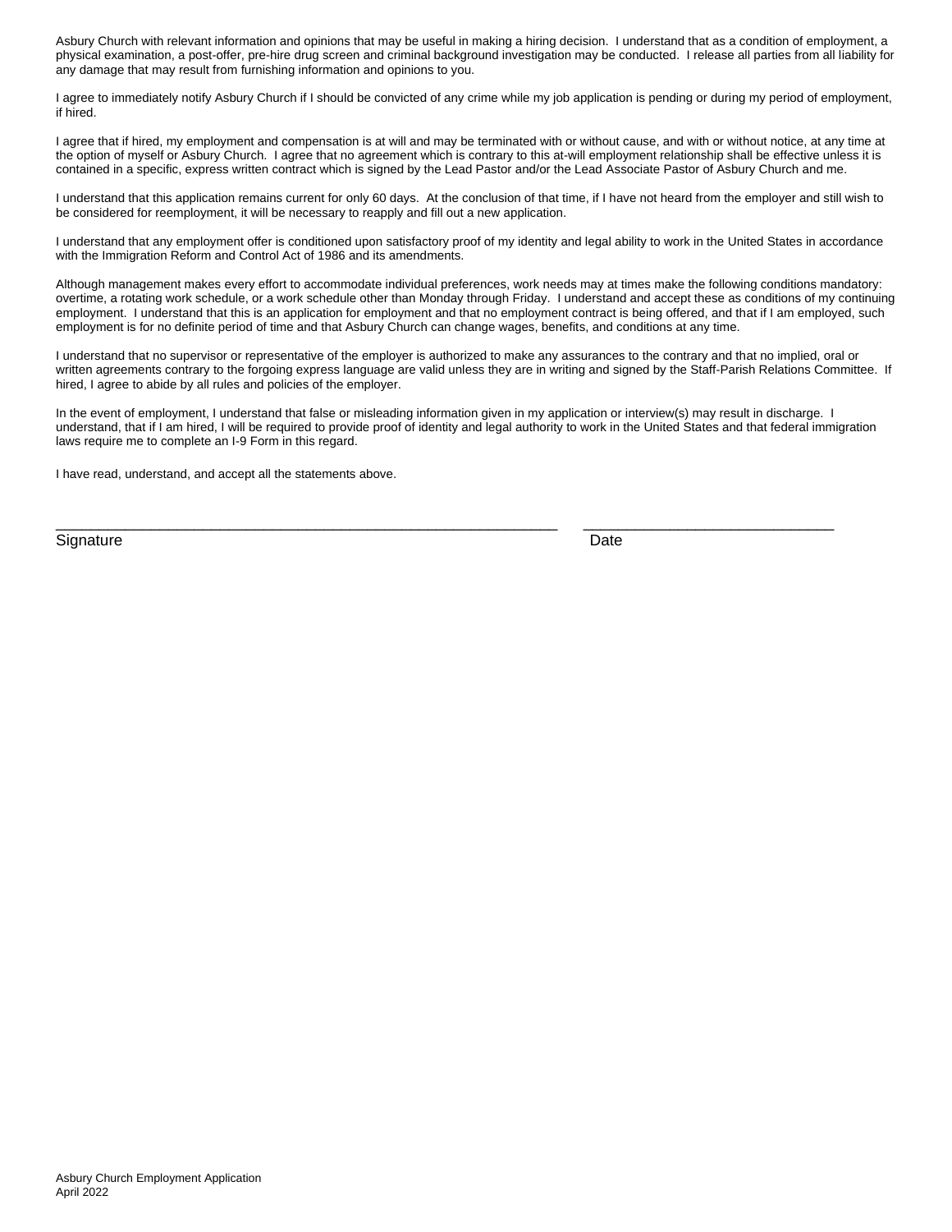Asbury Church with relevant information and opinions that may be useful in making a hiring decision. I understand that as a condition of employment, a physical examination, a post-offer, pre-hire drug screen and criminal background investigation may be conducted. I release all parties from all liability for any damage that may result from furnishing information and opinions to you.

I agree to immediately notify Asbury Church if I should be convicted of any crime while my job application is pending or during my period of employment, if hired.

I agree that if hired, my employment and compensation is at will and may be terminated with or without cause, and with or without notice, at any time at the option of myself or Asbury Church. I agree that no agreement which is contrary to this at-will employment relationship shall be effective unless it is contained in a specific, express written contract which is signed by the Lead Pastor and/or the Lead Associate Pastor of Asbury Church and me.

I understand that this application remains current for only 60 days. At the conclusion of that time, if I have not heard from the employer and still wish to be considered for reemployment, it will be necessary to reapply and fill out a new application.

I understand that any employment offer is conditioned upon satisfactory proof of my identity and legal ability to work in the United States in accordance with the Immigration Reform and Control Act of 1986 and its amendments.

Although management makes every effort to accommodate individual preferences, work needs may at times make the following conditions mandatory: overtime, a rotating work schedule, or a work schedule other than Monday through Friday. I understand and accept these as conditions of my continuing employment. I understand that this is an application for employment and that no employment contract is being offered, and that if I am employed, such employment is for no definite period of time and that Asbury Church can change wages, benefits, and conditions at any time.

I understand that no supervisor or representative of the employer is authorized to make any assurances to the contrary and that no implied, oral or written agreements contrary to the forgoing express language are valid unless they are in writing and signed by the Staff-Parish Relations Committee. If hired, I agree to abide by all rules and policies of the employer.

In the event of employment, I understand that false or misleading information given in my application or interview(s) may result in discharge. I understand, that if I am hired, I will be required to provide proof of identity and legal authority to work in the United States and that federal immigration laws require me to complete an I-9 Form in this regard.

I have read, understand, and accept all the statements above.

_________________________________________________ _________________________

Signature Date

Asbury Church Employment Application
April 2022